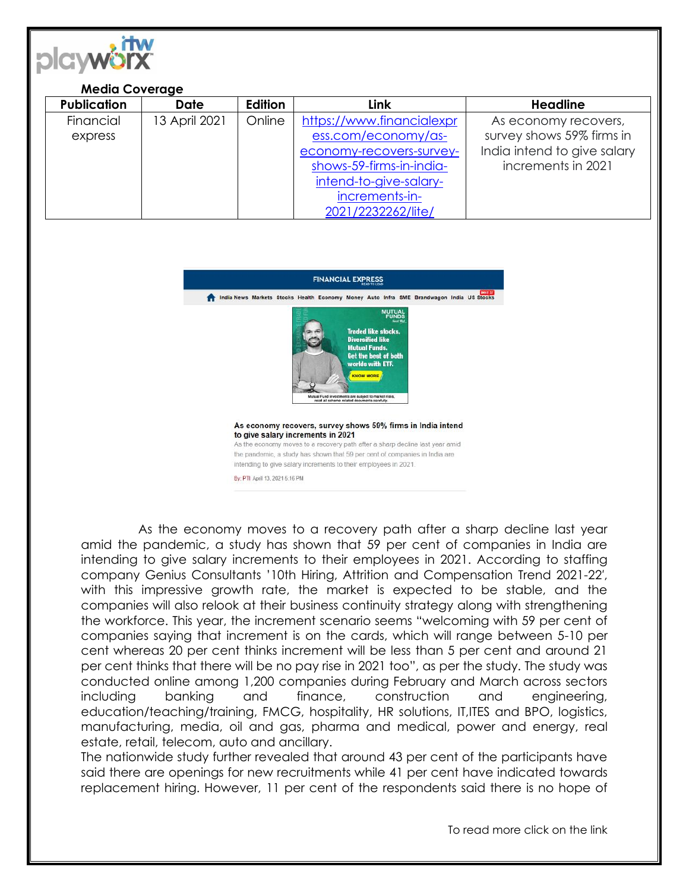**Media Coverage**

| Publication | Date | Edition | Link | Headline |
|---|---|---|---|---|
| Financial express | 13 April 2021 | Online | https://www.financialexpress.com/economy/as-economy-recovers-survey-shows-59-firms-in-india-intend-to-give-salary-increments-in-2021/2232262/lite/ | As economy recovers, survey shows 59% firms in India intend to give salary increments in 2021 |

As the economy moves to a recovery path after a sharp decline last year amid the pandemic, a study has shown that 59 per cent of companies in India are intending to give salary increments to their employees in 2021. According to staffing company Genius Consultants '10th Hiring, Attrition and Compensation Trend 2021-22', with this impressive growth rate, the market is expected to be stable, and the companies will also relook at their business continuity strategy along with strengthening the workforce. This year, the increment scenario seems "welcoming with 59 per cent of companies saying that increment is on the cards, which will range between 5-10 per cent whereas 20 per cent thinks increment will be less than 5 per cent and around 21 per cent thinks that there will be no pay rise in 2021 too", as per the study. The study was conducted online among 1,200 companies during February and March across sectors including banking and finance, construction and engineering, education/teaching/training, FMCG, hospitality, HR solutions, IT,ITES and BPO, logistics, manufacturing, media, oil and gas, pharma and medical, power and energy, real estate, retail, telecom, auto and ancillary.

The nationwide study further revealed that around 43 per cent of the participants have said there are openings for new recruitments while 41 per cent have indicated towards replacement hiring. However, 11 per cent of the respondents said there is no hope of

To read more click on the link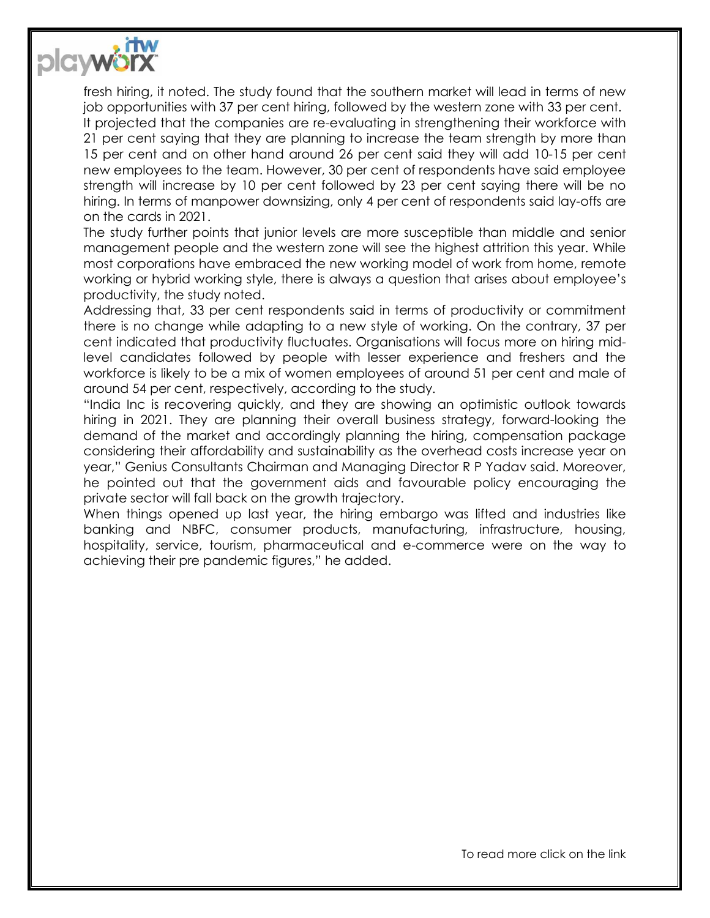fresh hiring, it noted. The study found that the southern market will lead in terms of new job opportunities with 37 per cent hiring, followed by the western zone with 33 per cent.
It projected that the companies are re-evaluating in strengthening their workforce with 21 per cent saying that they are planning to increase the team strength by more than 15 per cent and on other hand around 26 per cent said they will add 10-15 per cent new employees to the team. However, 30 per cent of respondents have said employee strength will increase by 10 per cent followed by 23 per cent saying there will be no hiring. In terms of manpower downsizing, only 4 per cent of respondents said lay-offs are on the cards in 2021.

The study further points that junior levels are more susceptible than middle and senior management people and the western zone will see the highest attrition this year. While most corporations have embraced the new working model of work from home, remote working or hybrid working style, there is always a question that arises about employee's productivity, the study noted.

Addressing that, 33 per cent respondents said in terms of productivity or commitment there is no change while adapting to a new style of working. On the contrary, 37 per cent indicated that productivity fluctuates. Organisations will focus more on hiring mid-level candidates followed by people with lesser experience and freshers and the workforce is likely to be a mix of women employees of around 51 per cent and male of around 54 per cent, respectively, according to the study.

"India Inc is recovering quickly, and they are showing an optimistic outlook towards hiring in 2021. They are planning their overall business strategy, forward-looking the demand of the market and accordingly planning the hiring, compensation package considering their affordability and sustainability as the overhead costs increase year on year," Genius Consultants Chairman and Managing Director R P Yadav said. Moreover, he pointed out that the government aids and favourable policy encouraging the private sector will fall back on the growth trajectory.

When things opened up last year, the hiring embargo was lifted and industries like banking and NBFC, consumer products, manufacturing, infrastructure, housing, hospitality, service, tourism, pharmaceutical and e-commerce were on the way to achieving their pre pandemic figures," he added.

To read more click on the link